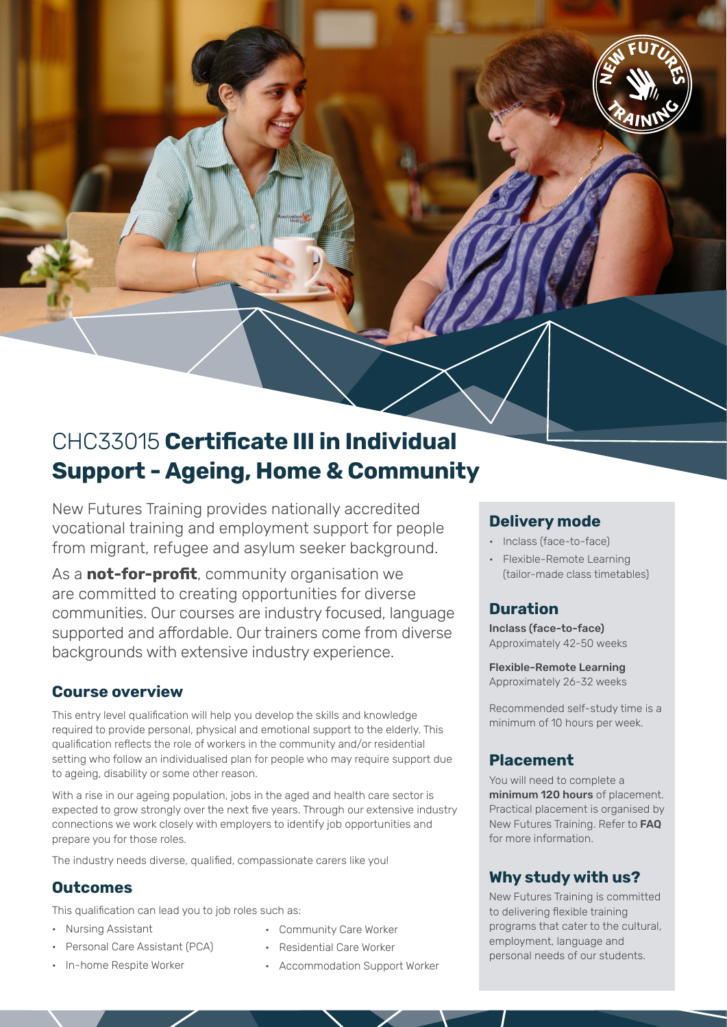# CHC33015 **Certificate III in Individual Support - Ageing, Home & Community**

New Futures Training provides nationally accredited vocational training and employment support for people from migrant, refugee and asylum seeker background.

As a **not-for-profit**, community organisation we are committed to creating opportunities for diverse communities. Our courses are industry focused, language supported and affordable. Our trainers come from diverse backgrounds with extensive industry experience.

## Course overview

This entry level qualification will help you develop the skills and knowledge required to provide personal, physical and emotional support to the elderly. This qualification reflects the role of workers in the community and/or residential setting who follow an individualised plan for people who may require support due to ageing, disability or some other reason.

With a rise in our ageing population, jobs in the aged and health care sector is expected to grow strongly over the next five years. Through our extensive industry connections we work closely with employers to identify job opportunities and prepare you for those roles.

The industry needs diverse, qualified, compassionate carers like you!

## Outcomes

This qualification can lead you to job roles such as:

- Nursing Assistant
- Personal Care Assistant (PCA)
- In-home Respite Worker
- Community Care Worker
- Residential Care Worker
- Accommodation Support Worker

## Delivery mode

- Inclass (face-to-face)
- Flexible-Remote Learning (tailor-made class timetables)

## Duration

**Inclass (face-to-face)**
Approximately 42-50 weeks

**Flexible-Remote Learning**
Approximately 26-32 weeks

Recommended self-study time is a minimum of 10 hours per week.

## Placement

You will need to complete a **minimum 120 hours** of placement. Practical placement is organised by New Futures Training. Refer to **FAQ** for more information.

## Why study with us?

New Futures Training is committed to delivering flexible training programs that cater to the cultural, employment, language and personal needs of our students.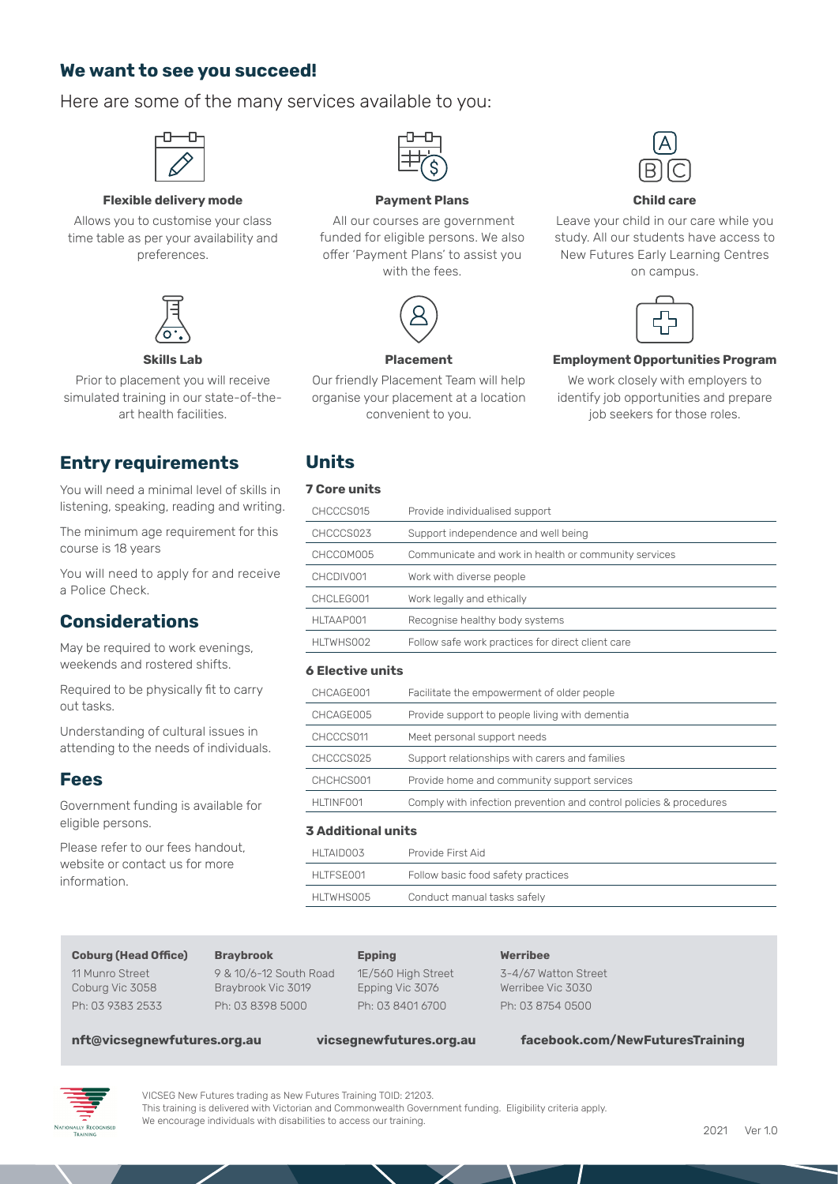## We want to see you succeed!

Here are some of the many services available to you:

**Flexible delivery mode**

Allows you to customise your class time table as per your availability and preferences.

**Payment Plans**

All our courses are government funded for eligible persons. We also offer 'Payment Plans' to assist you with the fees.

**Child care**

Leave your child in our care while you study. All our students have access to New Futures Early Learning Centres on campus.

**Skills Lab**

Prior to placement you will receive simulated training in our state-of-the-art health facilities.

**Placement**

Our friendly Placement Team will help organise your placement at a location convenient to you.

**Employment Opportunities Program**

We work closely with employers to identify job opportunities and prepare job seekers for those roles.

## Entry requirements

You will need a minimal level of skills in listening, speaking, reading and writing.

The minimum age requirement for this course is 18 years

You will need to apply for and receive a Police Check.

## Considerations

May be required to work evenings, weekends and rostered shifts.

Required to be physically fit to carry out tasks.

Understanding of cultural issues in attending to the needs of individuals.

## Fees

Government funding is available for eligible persons.

Please refer to our fees handout, website or contact us for more information.

## Units

### 7 Core units

| | |
|---|---|
| CHCCCS015 | Provide individualised support |
| CHCCCS023 | Support independence and well being |
| CHCCOM005 | Communicate and work in health or community services |
| CHCDIV001 | Work with diverse people |
| CHCLEG001 | Work legally and ethically |
| HLTAAP001 | Recognise healthy body systems |
| HLTWHS002 | Follow safe work practices for direct client care |

### 6 Elective units

| | |
|---|---|
| CHCAGE001 | Facilitate the empowerment of older people |
| CHCAGE005 | Provide support to people living with dementia |
| CHCCCS011 | Meet personal support needs |
| CHCCCS025 | Support relationships with carers and families |
| CHCHCS001 | Provide home and community support services |
| HLTINF001 | Comply with infection prevention and control policies & procedures |

### 3 Additional units

| | |
|---|---|
| HLTAID003 | Provide First Aid |
| HLTFSE001 | Follow basic food safety practices |
| HLTWHS005 | Conduct manual tasks safely |

**Coburg (Head Office)**
11 Munro Street
Coburg Vic 3058
Ph: 03 9383 2533

**Braybrook**
9 & 10/6-12 South Road
Braybrook Vic 3019
Ph: 03 8398 5000

**Epping**
1E/560 High Street
Epping Vic 3076
Ph: 03 8401 6700

**Werribee**
3-4/67 Watton Street
Werribee Vic 3030
Ph: 03 8754 0500

**nft@vicsegnewfutures.org.au** **vicsegnewfutures.org.au** **facebook.com/NewFuturesTraining**

NATIONALLY RECOGNISED TRAINING

VICSEG New Futures trading as New Futures Training TOID: 21203.
This training is delivered with Victorian and Commonwealth Government funding. Eligibility criteria apply.
We encourage individuals with disabilities to access our training.

2021 Ver 1.0